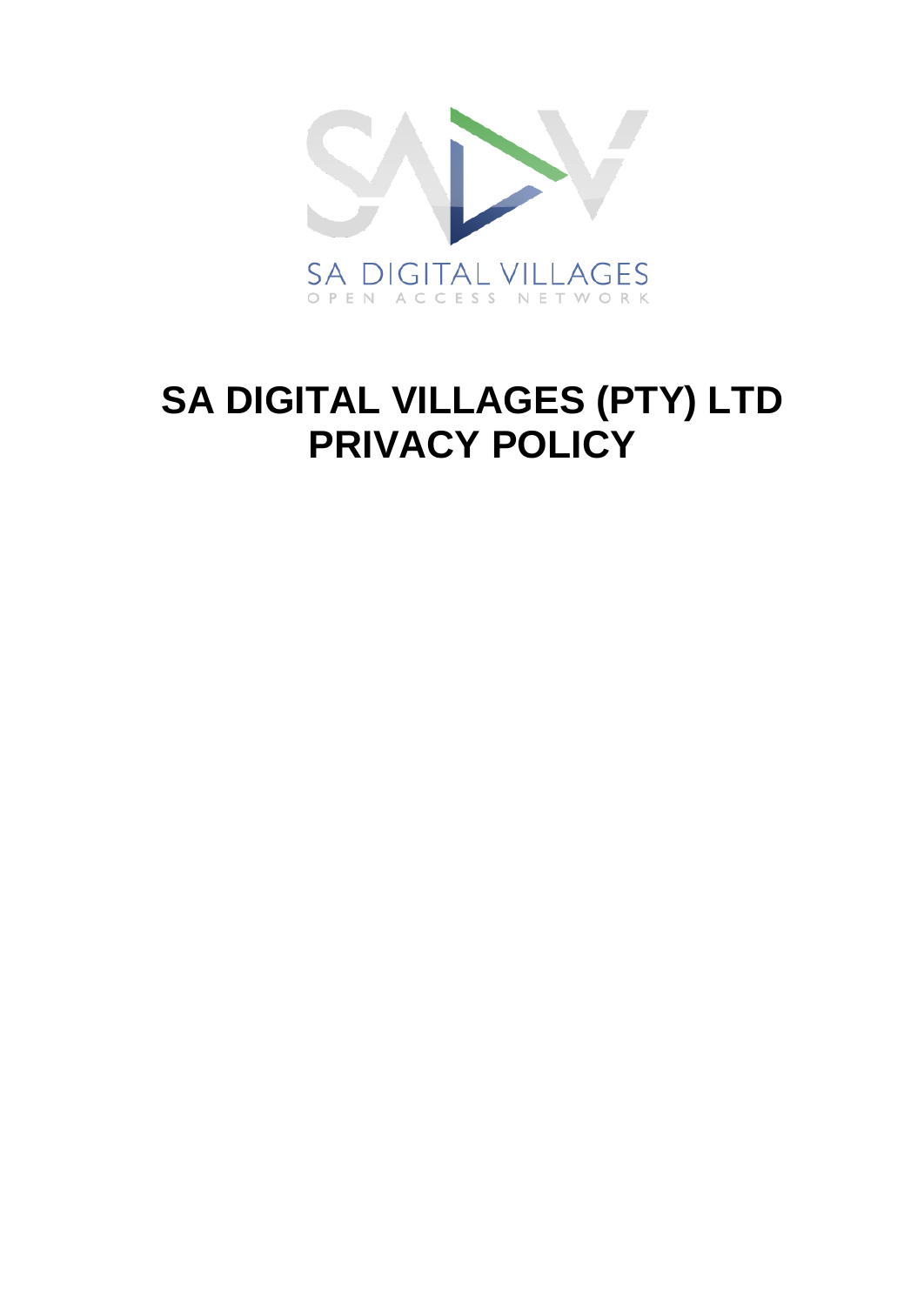SA DIGITAL VILLAGES
OPEN ACCESS NETWORK

# SA DIGITAL VILLAGES (PTY) LTD PRIVACY POLICY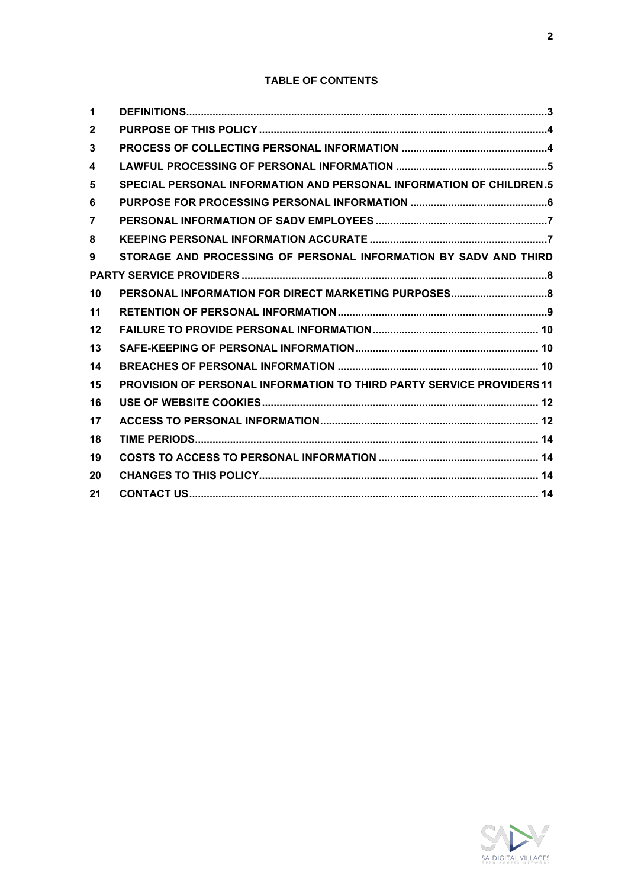**TABLE OF CONTENTS**

| | | |
|---|---|---|
| **1** | **DEFINITIONS** | **3** |
| **2** | **PURPOSE OF THIS POLICY** | **4** |
| **3** | **PROCESS OF COLLECTING PERSONAL INFORMATION** | **4** |
| **4** | **LAWFUL PROCESSING OF PERSONAL INFORMATION** | **5** |
| **5** | **SPECIAL PERSONAL INFORMATION AND PERSONAL INFORMATION OF CHILDREN** | **5** |
| **6** | **PURPOSE FOR PROCESSING PERSONAL INFORMATION** | **6** |
| **7** | **PERSONAL INFORMATION OF SADV EMPLOYEES** | **7** |
| **8** | **KEEPING PERSONAL INFORMATION ACCURATE** | **7** |
| **9** | **STORAGE AND PROCESSING OF PERSONAL INFORMATION BY SADV AND THIRD PARTY SERVICE PROVIDERS** | **8** |
| **10** | **PERSONAL INFORMATION FOR DIRECT MARKETING PURPOSES** | **8** |
| **11** | **RETENTION OF PERSONAL INFORMATION** | **9** |
| **12** | **FAILURE TO PROVIDE PERSONAL INFORMATION** | **10** |
| **13** | **SAFE-KEEPING OF PERSONAL INFORMATION** | **10** |
| **14** | **BREACHES OF PERSONAL INFORMATION** | **10** |
| **15** | **PROVISION OF PERSONAL INFORMATION TO THIRD PARTY SERVICE PROVIDERS** | **11** |
| **16** | **USE OF WEBSITE COOKIES** | **12** |
| **17** | **ACCESS TO PERSONAL INFORMATION** | **12** |
| **18** | **TIME PERIODS** | **14** |
| **19** | **COSTS TO ACCESS TO PERSONAL INFORMATION** | **14** |
| **20** | **CHANGES TO THIS POLICY** | **14** |
| **21** | **CONTACT US** | **14** |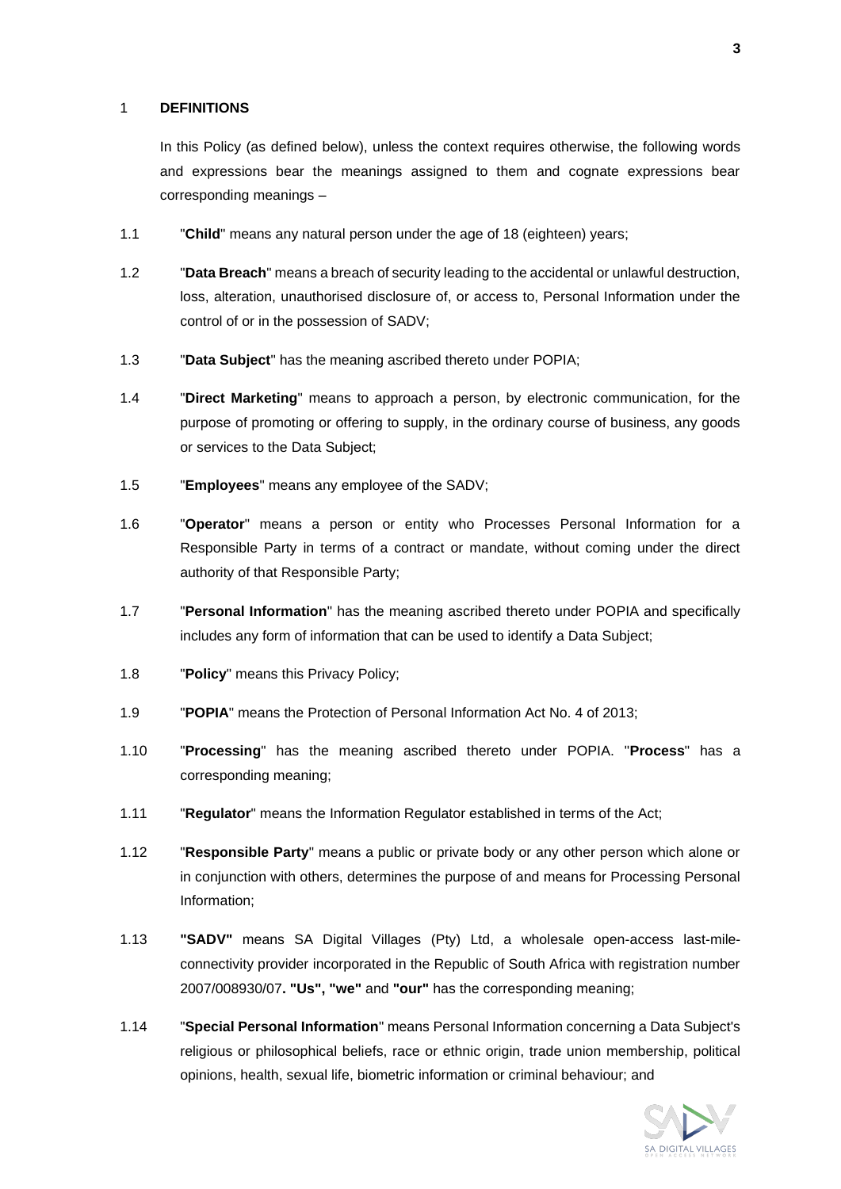## 1 DEFINITIONS

In this Policy (as defined below), unless the context requires otherwise, the following words and expressions bear the meanings assigned to them and cognate expressions bear corresponding meanings –

1.1 "**Child**" means any natural person under the age of 18 (eighteen) years;

1.2 "**Data Breach**" means a breach of security leading to the accidental or unlawful destruction, loss, alteration, unauthorised disclosure of, or access to, Personal Information under the control of or in the possession of SADV;

1.3 "**Data Subject**" has the meaning ascribed thereto under POPIA;

1.4 "**Direct Marketing**" means to approach a person, by electronic communication, for the purpose of promoting or offering to supply, in the ordinary course of business, any goods or services to the Data Subject;

1.5 "**Employees**" means any employee of the SADV;

1.6 "**Operator**" means a person or entity who Processes Personal Information for a Responsible Party in terms of a contract or mandate, without coming under the direct authority of that Responsible Party;

1.7 "**Personal Information**" has the meaning ascribed thereto under POPIA and specifically includes any form of information that can be used to identify a Data Subject;

1.8 "**Policy**" means this Privacy Policy;

1.9 "**POPIA**" means the Protection of Personal Information Act No. 4 of 2013;

1.10 "**Processing**" has the meaning ascribed thereto under POPIA. "**Process**" has a corresponding meaning;

1.11 "**Regulator**" means the Information Regulator established in terms of the Act;

1.12 "**Responsible Party**" means a public or private body or any other person which alone or in conjunction with others, determines the purpose of and means for Processing Personal Information;

1.13 **"SADV"** means SA Digital Villages (Pty) Ltd, a wholesale open-access last-mile-connectivity provider incorporated in the Republic of South Africa with registration number 2007/008930/07**. "Us", "we"** and **"our"** has the corresponding meaning;

1.14 "**Special Personal Information**" means Personal Information concerning a Data Subject's religious or philosophical beliefs, race or ethnic origin, trade union membership, political opinions, health, sexual life, biometric information or criminal behaviour; and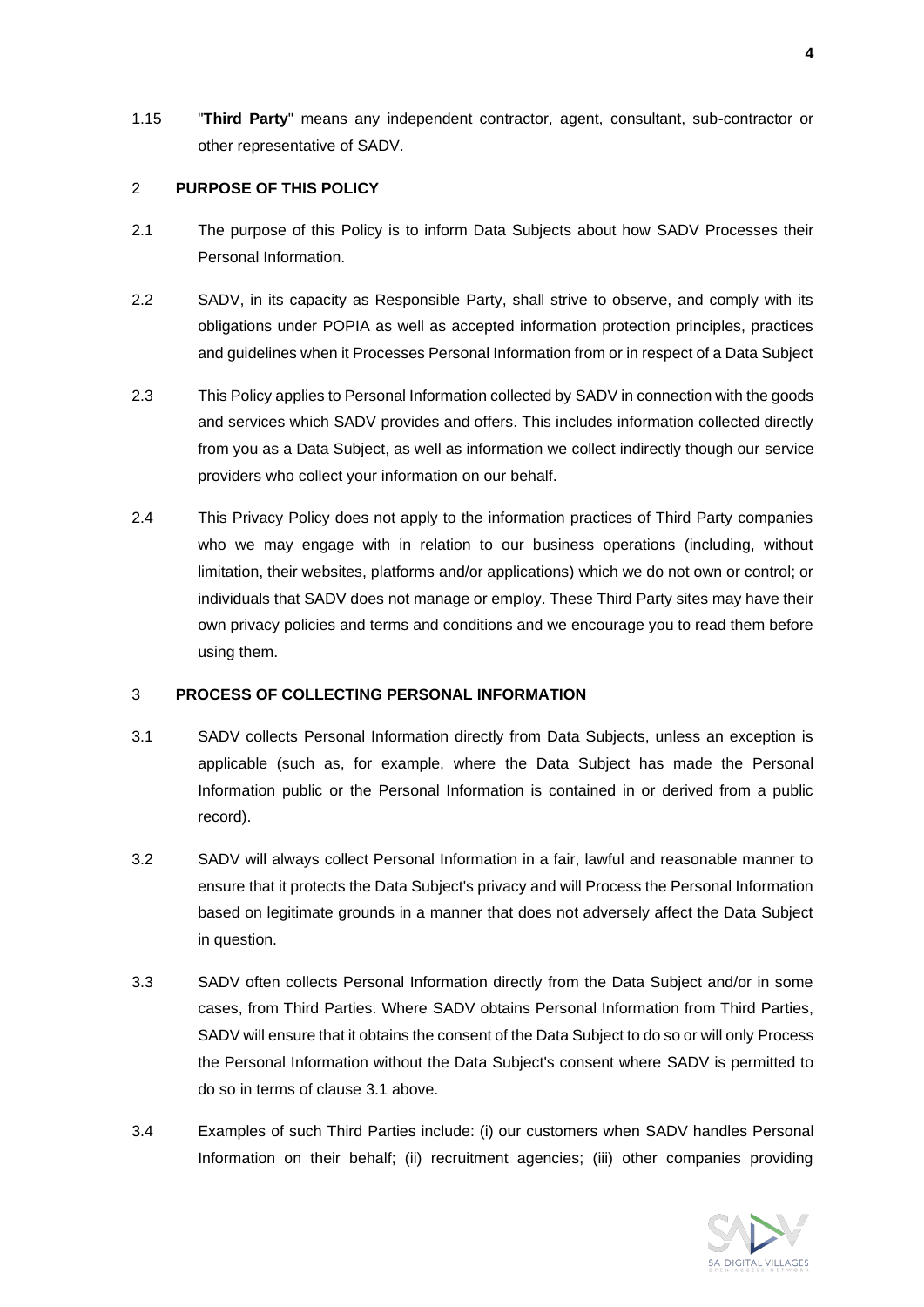1.15 "**Third Party**" means any independent contractor, agent, consultant, sub-contractor or other representative of SADV.

## 2 PURPOSE OF THIS POLICY

2.1 The purpose of this Policy is to inform Data Subjects about how SADV Processes their Personal Information.

2.2 SADV, in its capacity as Responsible Party, shall strive to observe, and comply with its obligations under POPIA as well as accepted information protection principles, practices and guidelines when it Processes Personal Information from or in respect of a Data Subject

2.3 This Policy applies to Personal Information collected by SADV in connection with the goods and services which SADV provides and offers. This includes information collected directly from you as a Data Subject, as well as information we collect indirectly though our service providers who collect your information on our behalf.

2.4 This Privacy Policy does not apply to the information practices of Third Party companies who we may engage with in relation to our business operations (including, without limitation, their websites, platforms and/or applications) which we do not own or control; or individuals that SADV does not manage or employ. These Third Party sites may have their own privacy policies and terms and conditions and we encourage you to read them before using them.

## 3 PROCESS OF COLLECTING PERSONAL INFORMATION

3.1 SADV collects Personal Information directly from Data Subjects, unless an exception is applicable (such as, for example, where the Data Subject has made the Personal Information public or the Personal Information is contained in or derived from a public record).

3.2 SADV will always collect Personal Information in a fair, lawful and reasonable manner to ensure that it protects the Data Subject's privacy and will Process the Personal Information based on legitimate grounds in a manner that does not adversely affect the Data Subject in question.

3.3 SADV often collects Personal Information directly from the Data Subject and/or in some cases, from Third Parties. Where SADV obtains Personal Information from Third Parties, SADV will ensure that it obtains the consent of the Data Subject to do so or will only Process the Personal Information without the Data Subject's consent where SADV is permitted to do so in terms of clause 3.1 above.

3.4 Examples of such Third Parties include: (i) our customers when SADV handles Personal Information on their behalf; (ii) recruitment agencies; (iii) other companies providing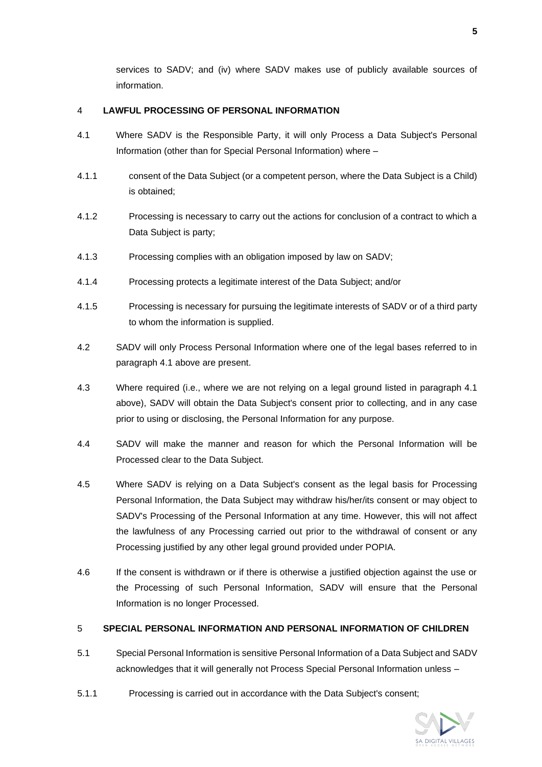services to SADV; and (iv) where SADV makes use of publicly available sources of information.

## 4 LAWFUL PROCESSING OF PERSONAL INFORMATION

4.1 Where SADV is the Responsible Party, it will only Process a Data Subject's Personal Information (other than for Special Personal Information) where –

4.1.1 consent of the Data Subject (or a competent person, where the Data Subject is a Child) is obtained;

4.1.2 Processing is necessary to carry out the actions for conclusion of a contract to which a Data Subject is party;

4.1.3 Processing complies with an obligation imposed by law on SADV;

4.1.4 Processing protects a legitimate interest of the Data Subject; and/or

4.1.5 Processing is necessary for pursuing the legitimate interests of SADV or of a third party to whom the information is supplied.

4.2 SADV will only Process Personal Information where one of the legal bases referred to in paragraph 4.1 above are present.

4.3 Where required (i.e., where we are not relying on a legal ground listed in paragraph 4.1 above), SADV will obtain the Data Subject's consent prior to collecting, and in any case prior to using or disclosing, the Personal Information for any purpose.

4.4 SADV will make the manner and reason for which the Personal Information will be Processed clear to the Data Subject.

4.5 Where SADV is relying on a Data Subject's consent as the legal basis for Processing Personal Information, the Data Subject may withdraw his/her/its consent or may object to SADV's Processing of the Personal Information at any time. However, this will not affect the lawfulness of any Processing carried out prior to the withdrawal of consent or any Processing justified by any other legal ground provided under POPIA.

4.6 If the consent is withdrawn or if there is otherwise a justified objection against the use or the Processing of such Personal Information, SADV will ensure that the Personal Information is no longer Processed.

## 5 SPECIAL PERSONAL INFORMATION AND PERSONAL INFORMATION OF CHILDREN

5.1 Special Personal Information is sensitive Personal Information of a Data Subject and SADV acknowledges that it will generally not Process Special Personal Information unless –

5.1.1 Processing is carried out in accordance with the Data Subject's consent;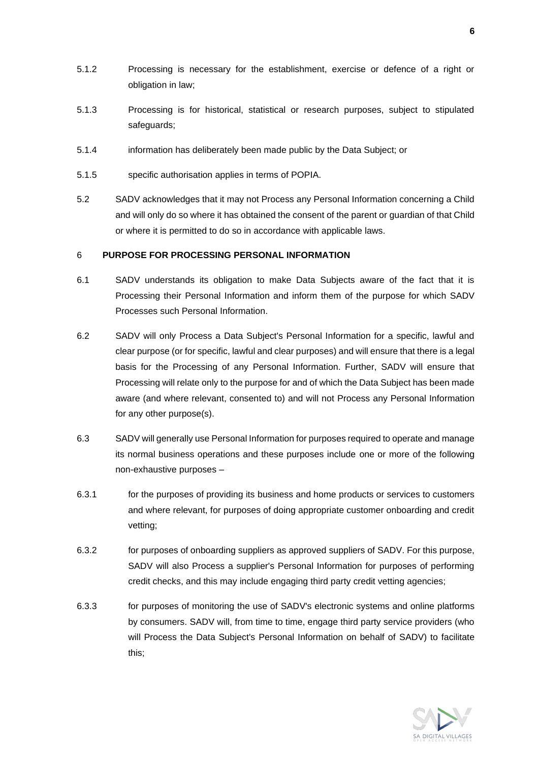5.1.2 Processing is necessary for the establishment, exercise or defence of a right or obligation in law;

5.1.3 Processing is for historical, statistical or research purposes, subject to stipulated safeguards;

5.1.4 information has deliberately been made public by the Data Subject; or

5.1.5 specific authorisation applies in terms of POPIA.

5.2 SADV acknowledges that it may not Process any Personal Information concerning a Child and will only do so where it has obtained the consent of the parent or guardian of that Child or where it is permitted to do so in accordance with applicable laws.

## 6 PURPOSE FOR PROCESSING PERSONAL INFORMATION

6.1 SADV understands its obligation to make Data Subjects aware of the fact that it is Processing their Personal Information and inform them of the purpose for which SADV Processes such Personal Information.

6.2 SADV will only Process a Data Subject's Personal Information for a specific, lawful and clear purpose (or for specific, lawful and clear purposes) and will ensure that there is a legal basis for the Processing of any Personal Information. Further, SADV will ensure that Processing will relate only to the purpose for and of which the Data Subject has been made aware (and where relevant, consented to) and will not Process any Personal Information for any other purpose(s).

6.3 SADV will generally use Personal Information for purposes required to operate and manage its normal business operations and these purposes include one or more of the following non-exhaustive purposes –

6.3.1 for the purposes of providing its business and home products or services to customers and where relevant, for purposes of doing appropriate customer onboarding and credit vetting;

6.3.2 for purposes of onboarding suppliers as approved suppliers of SADV. For this purpose, SADV will also Process a supplier's Personal Information for purposes of performing credit checks, and this may include engaging third party credit vetting agencies;

6.3.3 for purposes of monitoring the use of SADV's electronic systems and online platforms by consumers. SADV will, from time to time, engage third party service providers (who will Process the Data Subject's Personal Information on behalf of SADV) to facilitate this;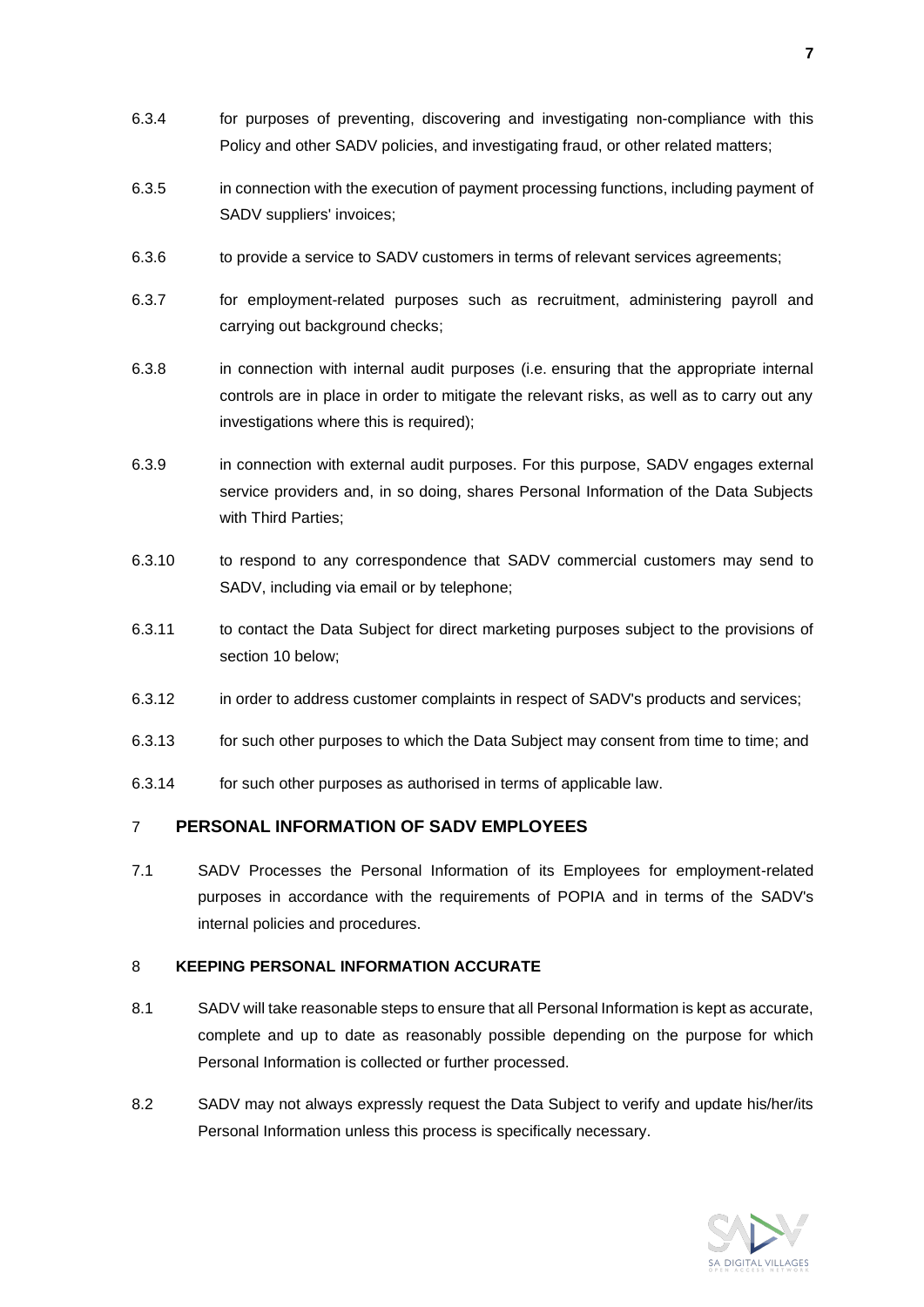6.3.4 for purposes of preventing, discovering and investigating non-compliance with this Policy and other SADV policies, and investigating fraud, or other related matters;

6.3.5 in connection with the execution of payment processing functions, including payment of SADV suppliers' invoices;

6.3.6 to provide a service to SADV customers in terms of relevant services agreements;

6.3.7 for employment-related purposes such as recruitment, administering payroll and carrying out background checks;

6.3.8 in connection with internal audit purposes (i.e. ensuring that the appropriate internal controls are in place in order to mitigate the relevant risks, as well as to carry out any investigations where this is required);

6.3.9 in connection with external audit purposes. For this purpose, SADV engages external service providers and, in so doing, shares Personal Information of the Data Subjects with Third Parties;

6.3.10 to respond to any correspondence that SADV commercial customers may send to SADV, including via email or by telephone;

6.3.11 to contact the Data Subject for direct marketing purposes subject to the provisions of section 10 below;

6.3.12 in order to address customer complaints in respect of SADV's products and services;

6.3.13 for such other purposes to which the Data Subject may consent from time to time; and

6.3.14 for such other purposes as authorised in terms of applicable law.

## 7 PERSONAL INFORMATION OF SADV EMPLOYEES

7.1 SADV Processes the Personal Information of its Employees for employment-related purposes in accordance with the requirements of POPIA and in terms of the SADV's internal policies and procedures.

## 8 KEEPING PERSONAL INFORMATION ACCURATE

8.1 SADV will take reasonable steps to ensure that all Personal Information is kept as accurate, complete and up to date as reasonably possible depending on the purpose for which Personal Information is collected or further processed.

8.2 SADV may not always expressly request the Data Subject to verify and update his/her/its Personal Information unless this process is specifically necessary.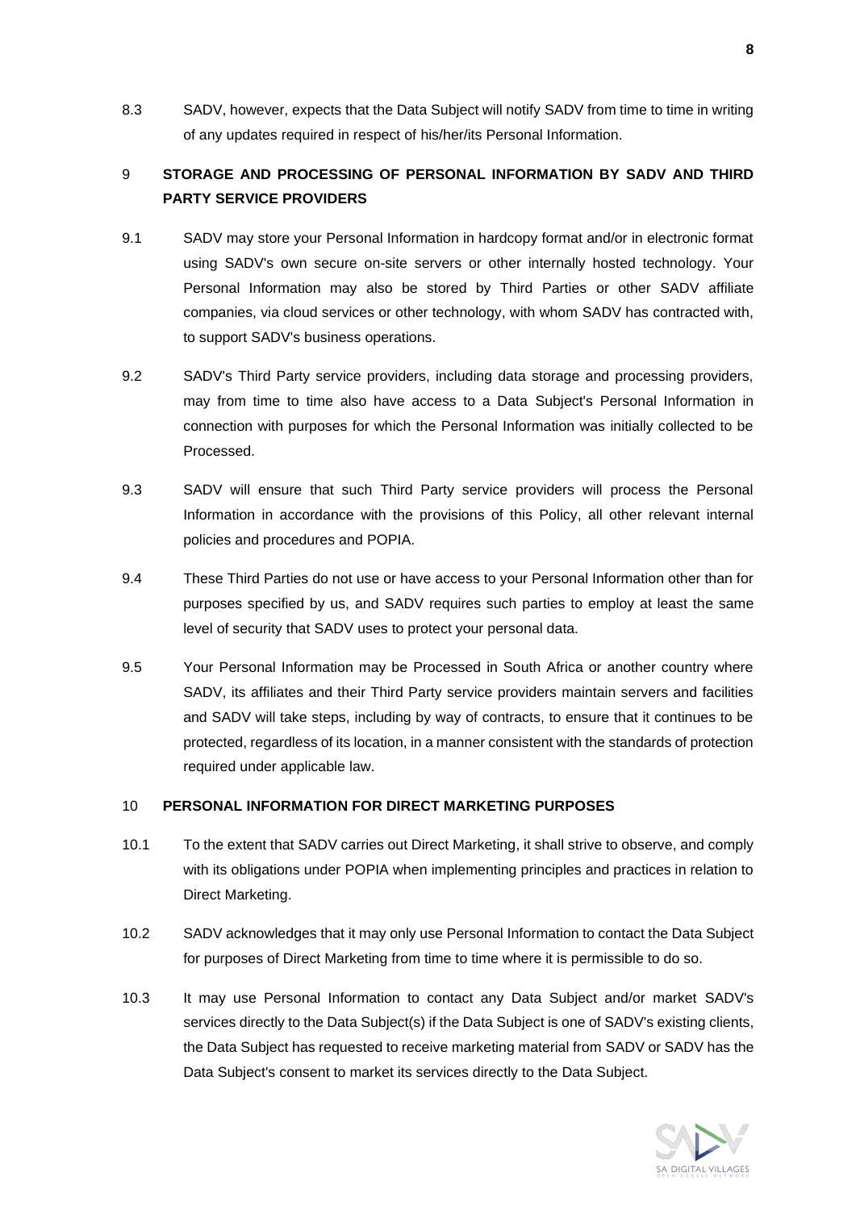8.3 SADV, however, expects that the Data Subject will notify SADV from time to time in writing of any updates required in respect of his/her/its Personal Information.

## 9 STORAGE AND PROCESSING OF PERSONAL INFORMATION BY SADV AND THIRD PARTY SERVICE PROVIDERS

9.1 SADV may store your Personal Information in hardcopy format and/or in electronic format using SADV's own secure on-site servers or other internally hosted technology. Your Personal Information may also be stored by Third Parties or other SADV affiliate companies, via cloud services or other technology, with whom SADV has contracted with, to support SADV's business operations.

9.2 SADV's Third Party service providers, including data storage and processing providers, may from time to time also have access to a Data Subject's Personal Information in connection with purposes for which the Personal Information was initially collected to be Processed.

9.3 SADV will ensure that such Third Party service providers will process the Personal Information in accordance with the provisions of this Policy, all other relevant internal policies and procedures and POPIA.

9.4 These Third Parties do not use or have access to your Personal Information other than for purposes specified by us, and SADV requires such parties to employ at least the same level of security that SADV uses to protect your personal data.

9.5 Your Personal Information may be Processed in South Africa or another country where SADV, its affiliates and their Third Party service providers maintain servers and facilities and SADV will take steps, including by way of contracts, to ensure that it continues to be protected, regardless of its location, in a manner consistent with the standards of protection required under applicable law.

## 10 PERSONAL INFORMATION FOR DIRECT MARKETING PURPOSES

10.1 To the extent that SADV carries out Direct Marketing, it shall strive to observe, and comply with its obligations under POPIA when implementing principles and practices in relation to Direct Marketing.

10.2 SADV acknowledges that it may only use Personal Information to contact the Data Subject for purposes of Direct Marketing from time to time where it is permissible to do so.

10.3 It may use Personal Information to contact any Data Subject and/or market SADV's services directly to the Data Subject(s) if the Data Subject is one of SADV's existing clients, the Data Subject has requested to receive marketing material from SADV or SADV has the Data Subject's consent to market its services directly to the Data Subject.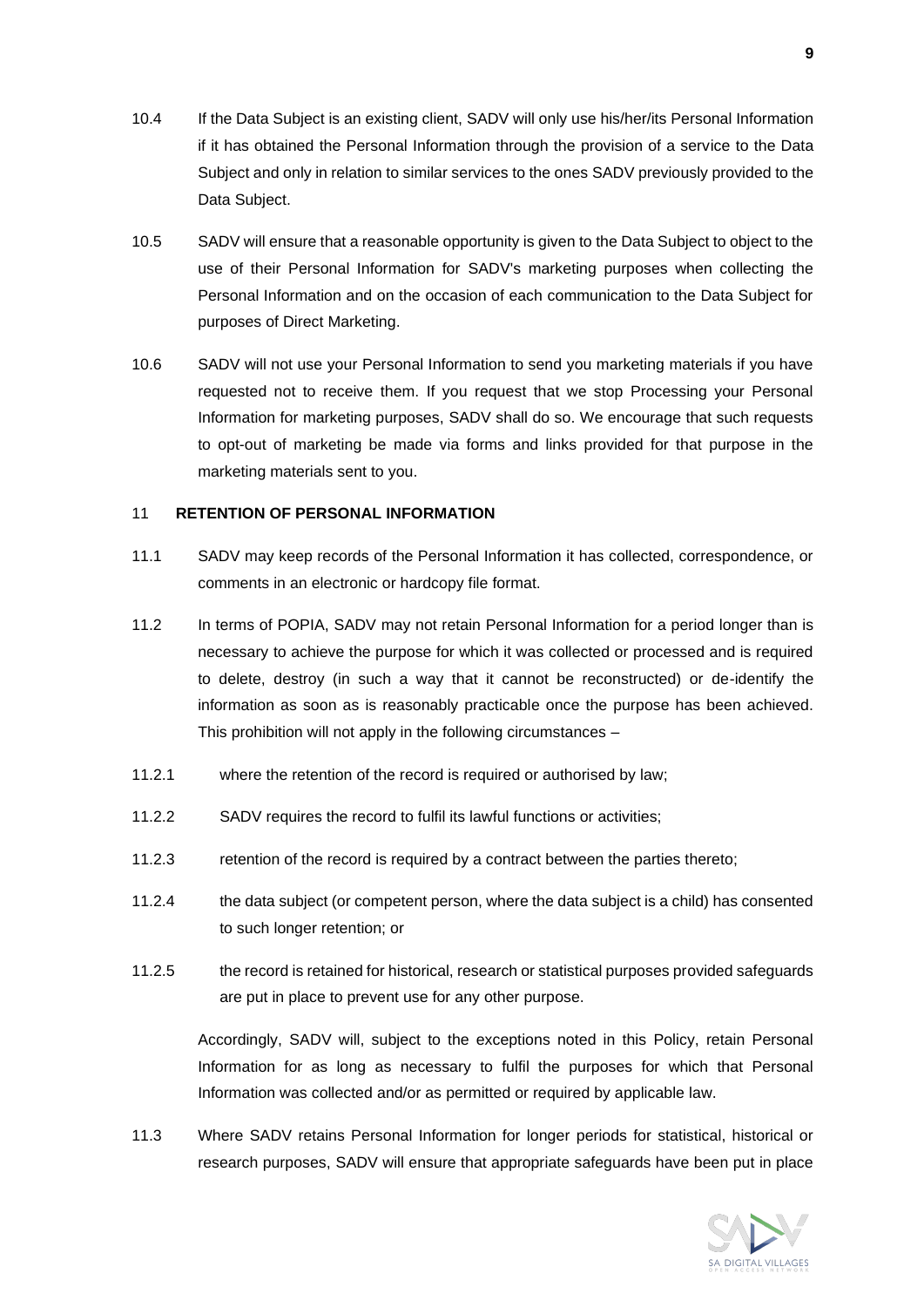10.4 If the Data Subject is an existing client, SADV will only use his/her/its Personal Information if it has obtained the Personal Information through the provision of a service to the Data Subject and only in relation to similar services to the ones SADV previously provided to the Data Subject.

10.5 SADV will ensure that a reasonable opportunity is given to the Data Subject to object to the use of their Personal Information for SADV's marketing purposes when collecting the Personal Information and on the occasion of each communication to the Data Subject for purposes of Direct Marketing.

10.6 SADV will not use your Personal Information to send you marketing materials if you have requested not to receive them. If you request that we stop Processing your Personal Information for marketing purposes, SADV shall do so. We encourage that such requests to opt-out of marketing be made via forms and links provided for that purpose in the marketing materials sent to you.

## 11 RETENTION OF PERSONAL INFORMATION

11.1 SADV may keep records of the Personal Information it has collected, correspondence, or comments in an electronic or hardcopy file format.

11.2 In terms of POPIA, SADV may not retain Personal Information for a period longer than is necessary to achieve the purpose for which it was collected or processed and is required to delete, destroy (in such a way that it cannot be reconstructed) or de-identify the information as soon as is reasonably practicable once the purpose has been achieved. This prohibition will not apply in the following circumstances –

11.2.1 where the retention of the record is required or authorised by law;

11.2.2 SADV requires the record to fulfil its lawful functions or activities;

11.2.3 retention of the record is required by a contract between the parties thereto;

11.2.4 the data subject (or competent person, where the data subject is a child) has consented to such longer retention; or

11.2.5 the record is retained for historical, research or statistical purposes provided safeguards are put in place to prevent use for any other purpose.

Accordingly, SADV will, subject to the exceptions noted in this Policy, retain Personal Information for as long as necessary to fulfil the purposes for which that Personal Information was collected and/or as permitted or required by applicable law.

11.3 Where SADV retains Personal Information for longer periods for statistical, historical or research purposes, SADV will ensure that appropriate safeguards have been put in place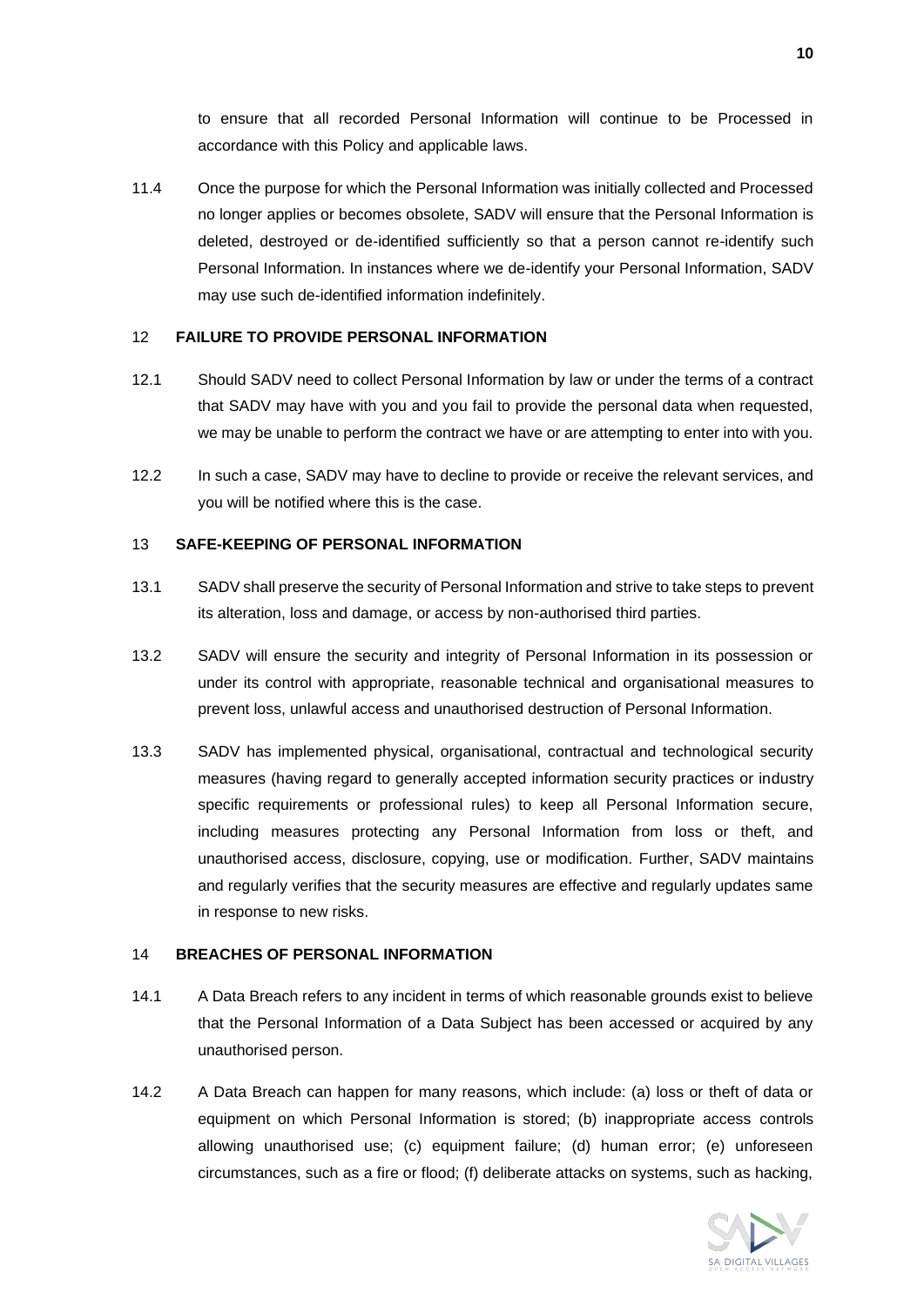to ensure that all recorded Personal Information will continue to be Processed in accordance with this Policy and applicable laws.

11.4 Once the purpose for which the Personal Information was initially collected and Processed no longer applies or becomes obsolete, SADV will ensure that the Personal Information is deleted, destroyed or de-identified sufficiently so that a person cannot re-identify such Personal Information. In instances where we de-identify your Personal Information, SADV may use such de-identified information indefinitely.

## 12 FAILURE TO PROVIDE PERSONAL INFORMATION

12.1 Should SADV need to collect Personal Information by law or under the terms of a contract that SADV may have with you and you fail to provide the personal data when requested, we may be unable to perform the contract we have or are attempting to enter into with you.

12.2 In such a case, SADV may have to decline to provide or receive the relevant services, and you will be notified where this is the case.

## 13 SAFE-KEEPING OF PERSONAL INFORMATION

13.1 SADV shall preserve the security of Personal Information and strive to take steps to prevent its alteration, loss and damage, or access by non-authorised third parties.

13.2 SADV will ensure the security and integrity of Personal Information in its possession or under its control with appropriate, reasonable technical and organisational measures to prevent loss, unlawful access and unauthorised destruction of Personal Information.

13.3 SADV has implemented physical, organisational, contractual and technological security measures (having regard to generally accepted information security practices or industry specific requirements or professional rules) to keep all Personal Information secure, including measures protecting any Personal Information from loss or theft, and unauthorised access, disclosure, copying, use or modification. Further, SADV maintains and regularly verifies that the security measures are effective and regularly updates same in response to new risks.

## 14 BREACHES OF PERSONAL INFORMATION

14.1 A Data Breach refers to any incident in terms of which reasonable grounds exist to believe that the Personal Information of a Data Subject has been accessed or acquired by any unauthorised person.

14.2 A Data Breach can happen for many reasons, which include: (a) loss or theft of data or equipment on which Personal Information is stored; (b) inappropriate access controls allowing unauthorised use; (c) equipment failure; (d) human error; (e) unforeseen circumstances, such as a fire or flood; (f) deliberate attacks on systems, such as hacking,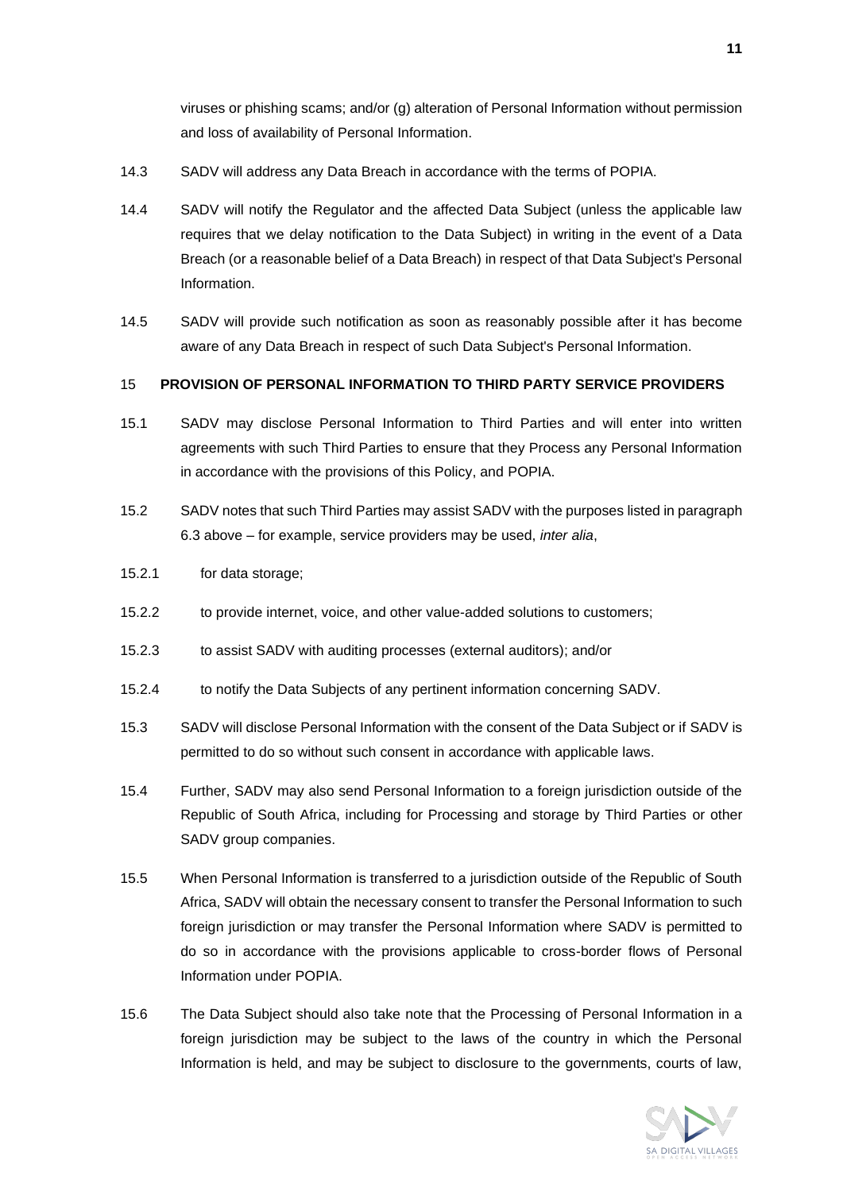viruses or phishing scams; and/or (g) alteration of Personal Information without permission and loss of availability of Personal Information.

14.3 SADV will address any Data Breach in accordance with the terms of POPIA.

14.4 SADV will notify the Regulator and the affected Data Subject (unless the applicable law requires that we delay notification to the Data Subject) in writing in the event of a Data Breach (or a reasonable belief of a Data Breach) in respect of that Data Subject's Personal Information.

14.5 SADV will provide such notification as soon as reasonably possible after it has become aware of any Data Breach in respect of such Data Subject's Personal Information.

## 15 PROVISION OF PERSONAL INFORMATION TO THIRD PARTY SERVICE PROVIDERS

15.1 SADV may disclose Personal Information to Third Parties and will enter into written agreements with such Third Parties to ensure that they Process any Personal Information in accordance with the provisions of this Policy, and POPIA.

15.2 SADV notes that such Third Parties may assist SADV with the purposes listed in paragraph 6.3 above – for example, service providers may be used, *inter alia*,

15.2.1 for data storage;

15.2.2 to provide internet, voice, and other value-added solutions to customers;

15.2.3 to assist SADV with auditing processes (external auditors); and/or

15.2.4 to notify the Data Subjects of any pertinent information concerning SADV.

15.3 SADV will disclose Personal Information with the consent of the Data Subject or if SADV is permitted to do so without such consent in accordance with applicable laws.

15.4 Further, SADV may also send Personal Information to a foreign jurisdiction outside of the Republic of South Africa, including for Processing and storage by Third Parties or other SADV group companies.

15.5 When Personal Information is transferred to a jurisdiction outside of the Republic of South Africa, SADV will obtain the necessary consent to transfer the Personal Information to such foreign jurisdiction or may transfer the Personal Information where SADV is permitted to do so in accordance with the provisions applicable to cross-border flows of Personal Information under POPIA.

15.6 The Data Subject should also take note that the Processing of Personal Information in a foreign jurisdiction may be subject to the laws of the country in which the Personal Information is held, and may be subject to disclosure to the governments, courts of law,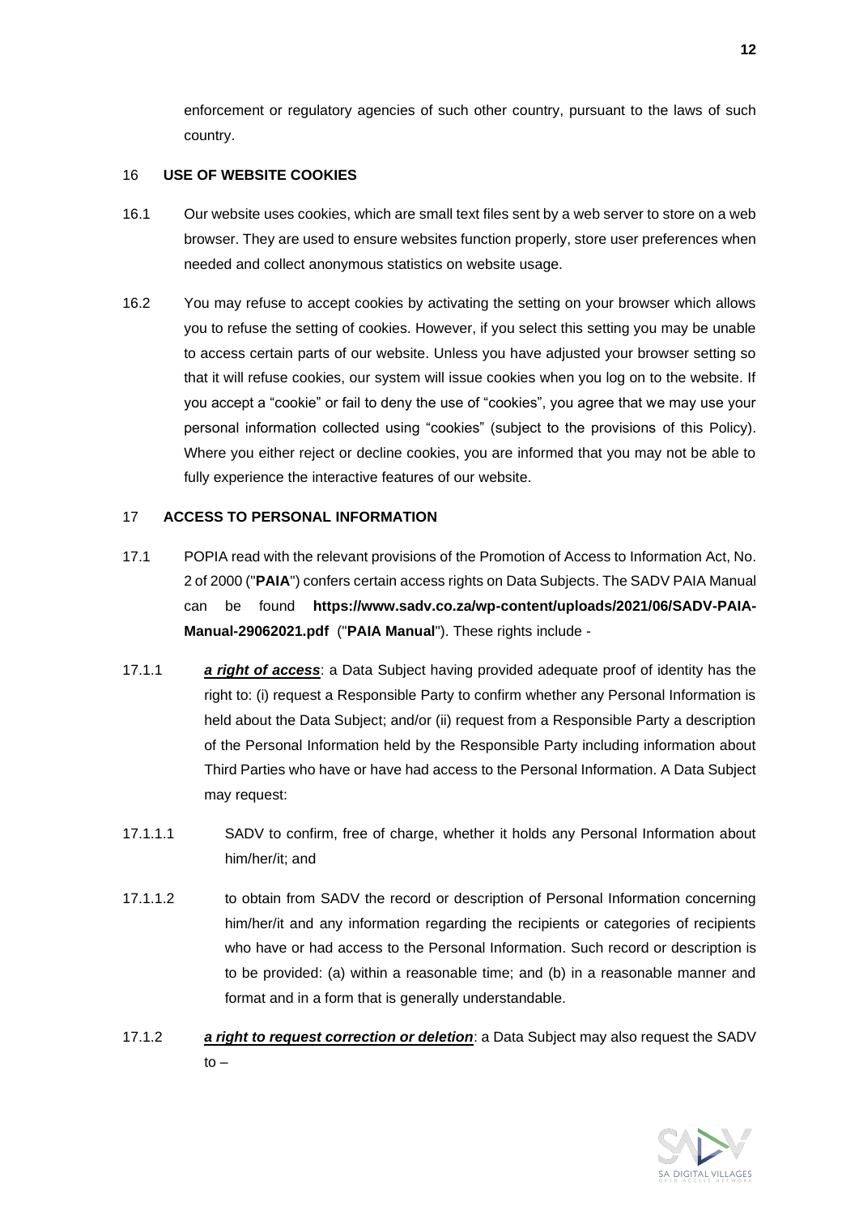enforcement or regulatory agencies of such other country, pursuant to the laws of such country.

## 16 USE OF WEBSITE COOKIES

16.1 Our website uses cookies, which are small text files sent by a web server to store on a web browser. They are used to ensure websites function properly, store user preferences when needed and collect anonymous statistics on website usage.

16.2 You may refuse to accept cookies by activating the setting on your browser which allows you to refuse the setting of cookies. However, if you select this setting you may be unable to access certain parts of our website. Unless you have adjusted your browser setting so that it will refuse cookies, our system will issue cookies when you log on to the website. If you accept a "cookie" or fail to deny the use of "cookies", you agree that we may use your personal information collected using "cookies" (subject to the provisions of this Policy). Where you either reject or decline cookies, you are informed that you may not be able to fully experience the interactive features of our website.

## 17 ACCESS TO PERSONAL INFORMATION

17.1 POPIA read with the relevant provisions of the Promotion of Access to Information Act, No. 2 of 2000 ("**PAIA**") confers certain access rights on Data Subjects. The SADV PAIA Manual can be found **https://www.sadv.co.za/wp-content/uploads/2021/06/SADV-PAIA-Manual-29062021.pdf** ("**PAIA Manual**"). These rights include -

17.1.1 ***a right of access***: a Data Subject having provided adequate proof of identity has the right to: (i) request a Responsible Party to confirm whether any Personal Information is held about the Data Subject; and/or (ii) request from a Responsible Party a description of the Personal Information held by the Responsible Party including information about Third Parties who have or have had access to the Personal Information. A Data Subject may request:

17.1.1.1 SADV to confirm, free of charge, whether it holds any Personal Information about him/her/it; and

17.1.1.2 to obtain from SADV the record or description of Personal Information concerning him/her/it and any information regarding the recipients or categories of recipients who have or had access to the Personal Information. Such record or description is to be provided: (a) within a reasonable time; and (b) in a reasonable manner and format and in a form that is generally understandable.

17.1.2 ***a right to request correction or deletion***: a Data Subject may also request the SADV to –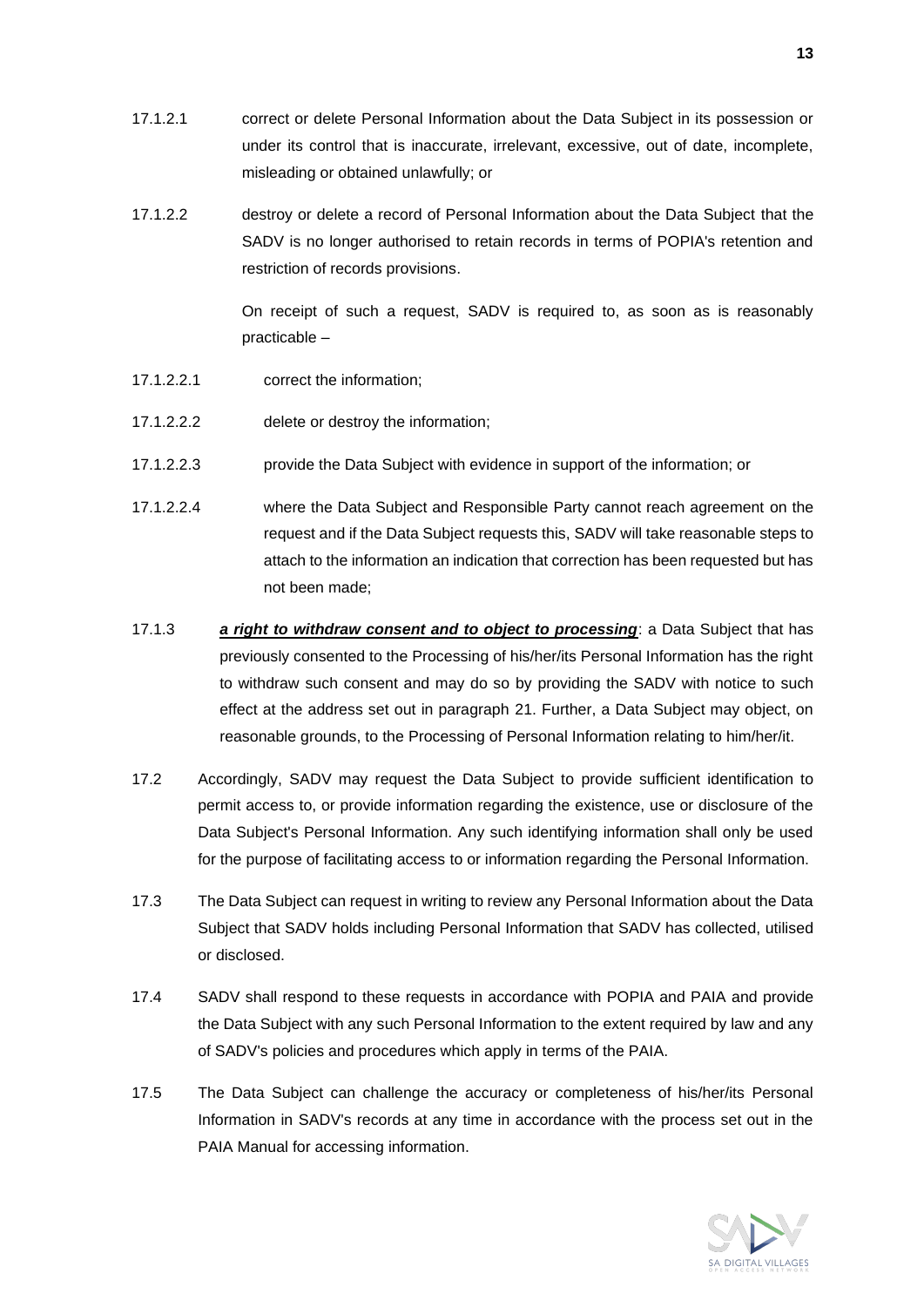17.1.2.1 correct or delete Personal Information about the Data Subject in its possession or under its control that is inaccurate, irrelevant, excessive, out of date, incomplete, misleading or obtained unlawfully; or

17.1.2.2 destroy or delete a record of Personal Information about the Data Subject that the SADV is no longer authorised to retain records in terms of POPIA's retention and restriction of records provisions.

On receipt of such a request, SADV is required to, as soon as is reasonably practicable –

17.1.2.2.1 correct the information;

17.1.2.2.2 delete or destroy the information;

17.1.2.2.3 provide the Data Subject with evidence in support of the information; or

17.1.2.2.4 where the Data Subject and Responsible Party cannot reach agreement on the request and if the Data Subject requests this, SADV will take reasonable steps to attach to the information an indication that correction has been requested but has not been made;

17.1.3 ***a right to withdraw consent and to object to processing***: a Data Subject that has previously consented to the Processing of his/her/its Personal Information has the right to withdraw such consent and may do so by providing the SADV with notice to such effect at the address set out in paragraph 21. Further, a Data Subject may object, on reasonable grounds, to the Processing of Personal Information relating to him/her/it.

17.2 Accordingly, SADV may request the Data Subject to provide sufficient identification to permit access to, or provide information regarding the existence, use or disclosure of the Data Subject's Personal Information. Any such identifying information shall only be used for the purpose of facilitating access to or information regarding the Personal Information.

17.3 The Data Subject can request in writing to review any Personal Information about the Data Subject that SADV holds including Personal Information that SADV has collected, utilised or disclosed.

17.4 SADV shall respond to these requests in accordance with POPIA and PAIA and provide the Data Subject with any such Personal Information to the extent required by law and any of SADV's policies and procedures which apply in terms of the PAIA.

17.5 The Data Subject can challenge the accuracy or completeness of his/her/its Personal Information in SADV's records at any time in accordance with the process set out in the PAIA Manual for accessing information.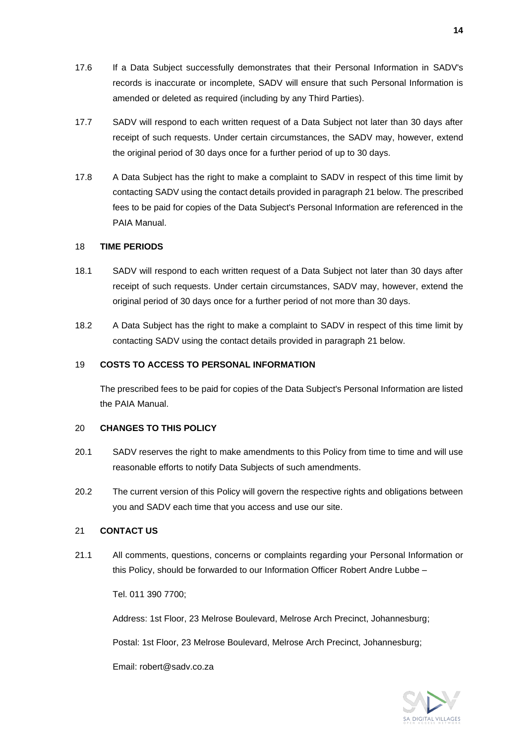17.6 If a Data Subject successfully demonstrates that their Personal Information in SADV's records is inaccurate or incomplete, SADV will ensure that such Personal Information is amended or deleted as required (including by any Third Parties).

17.7 SADV will respond to each written request of a Data Subject not later than 30 days after receipt of such requests. Under certain circumstances, the SADV may, however, extend the original period of 30 days once for a further period of up to 30 days.

17.8 A Data Subject has the right to make a complaint to SADV in respect of this time limit by contacting SADV using the contact details provided in paragraph 21 below. The prescribed fees to be paid for copies of the Data Subject's Personal Information are referenced in the PAIA Manual.

## 18 TIME PERIODS

18.1 SADV will respond to each written request of a Data Subject not later than 30 days after receipt of such requests. Under certain circumstances, SADV may, however, extend the original period of 30 days once for a further period of not more than 30 days.

18.2 A Data Subject has the right to make a complaint to SADV in respect of this time limit by contacting SADV using the contact details provided in paragraph 21 below.

## 19 COSTS TO ACCESS TO PERSONAL INFORMATION

The prescribed fees to be paid for copies of the Data Subject's Personal Information are listed the PAIA Manual.

## 20 CHANGES TO THIS POLICY

20.1 SADV reserves the right to make amendments to this Policy from time to time and will use reasonable efforts to notify Data Subjects of such amendments.

20.2 The current version of this Policy will govern the respective rights and obligations between you and SADV each time that you access and use our site.

## 21 CONTACT US

21.1 All comments, questions, concerns or complaints regarding your Personal Information or this Policy, should be forwarded to our Information Officer Robert Andre Lubbe –

Tel. 011 390 7700;

Address: 1st Floor, 23 Melrose Boulevard, Melrose Arch Precinct, Johannesburg;

Postal: 1st Floor, 23 Melrose Boulevard, Melrose Arch Precinct, Johannesburg;

Email: robert@sadv.co.za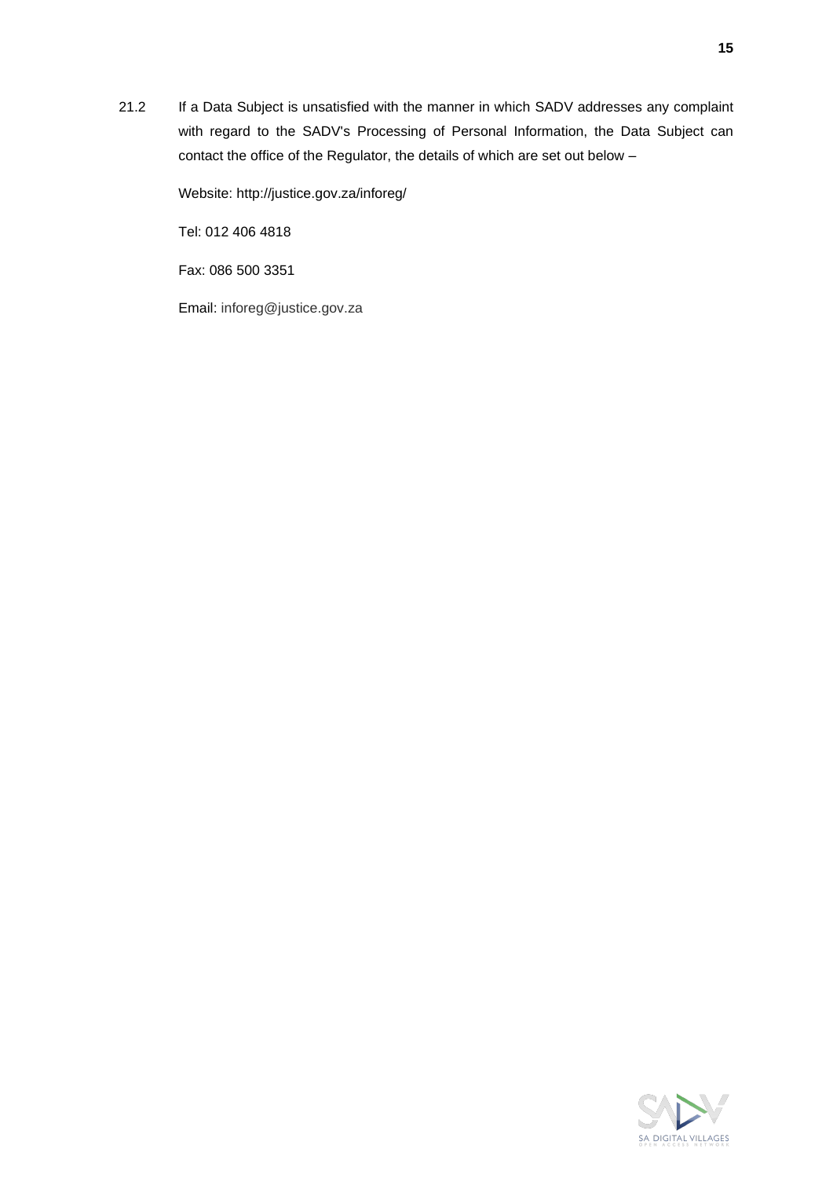21.2 If a Data Subject is unsatisfied with the manner in which SADV addresses any complaint with regard to the SADV's Processing of Personal Information, the Data Subject can contact the office of the Regulator, the details of which are set out below –

Website: http://justice.gov.za/inforeg/

Tel: 012 406 4818

Fax: 086 500 3351

Email: inforeg@justice.gov.za